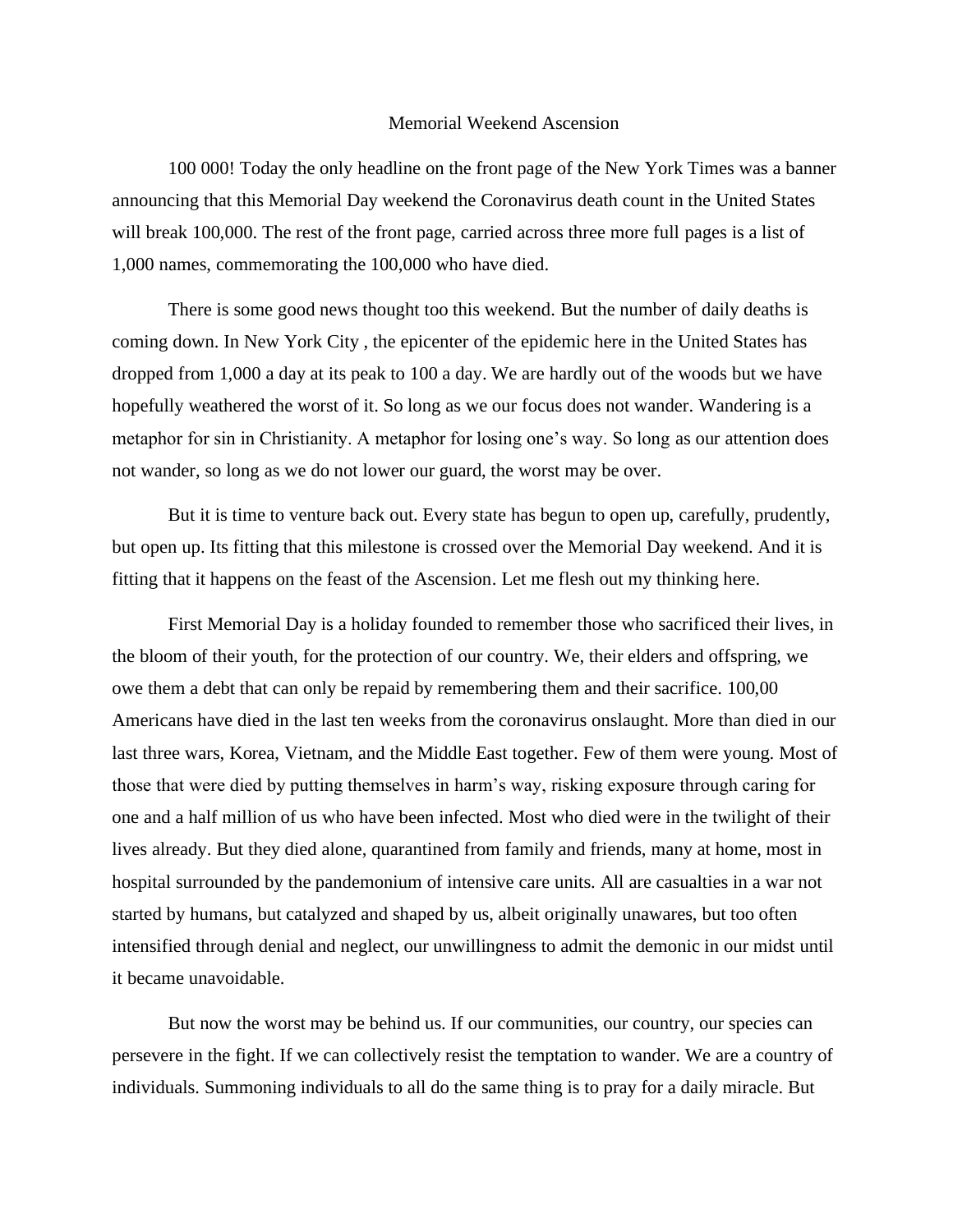Memorial Weekend Ascension

100 000! Today the only headline on the front page of the New York Times was a banner announcing that this Memorial Day weekend the Coronavirus death count in the United States will break 100,000. The rest of the front page, carried across three more full pages is a list of 1,000 names, commemorating the 100,000 who have died.

There is some good news thought too this weekend. But the number of daily deaths is coming down. In New York City , the epicenter of the epidemic here in the United States has dropped from 1,000 a day at its peak to 100 a day. We are hardly out of the woods but we have hopefully weathered the worst of it. So long as we our focus does not wander. Wandering is a metaphor for sin in Christianity. A metaphor for losing one's way. So long as our attention does not wander, so long as we do not lower our guard, the worst may be over.

But it is time to venture back out. Every state has begun to open up, carefully, prudently, but open up. Its fitting that this milestone is crossed over the Memorial Day weekend. And it is fitting that it happens on the feast of the Ascension. Let me flesh out my thinking here.

First Memorial Day is a holiday founded to remember those who sacrificed their lives, in the bloom of their youth, for the protection of our country. We, their elders and offspring, we owe them a debt that can only be repaid by remembering them and their sacrifice. 100,00 Americans have died in the last ten weeks from the coronavirus onslaught. More than died in our last three wars, Korea, Vietnam, and the Middle East together. Few of them were young. Most of those that were died by putting themselves in harm's way, risking exposure through caring for one and a half million of us who have been infected. Most who died were in the twilight of their lives already. But they died alone, quarantined from family and friends, many at home, most in hospital surrounded by the pandemonium of intensive care units. All are casualties in a war not started by humans, but catalyzed and shaped by us, albeit originally unawares, but too often intensified through denial and neglect, our unwillingness to admit the demonic in our midst until it became unavoidable.

But now the worst may be behind us. If our communities, our country, our species can persevere in the fight. If we can collectively resist the temptation to wander. We are a country of individuals. Summoning individuals to all do the same thing is to pray for a daily miracle. But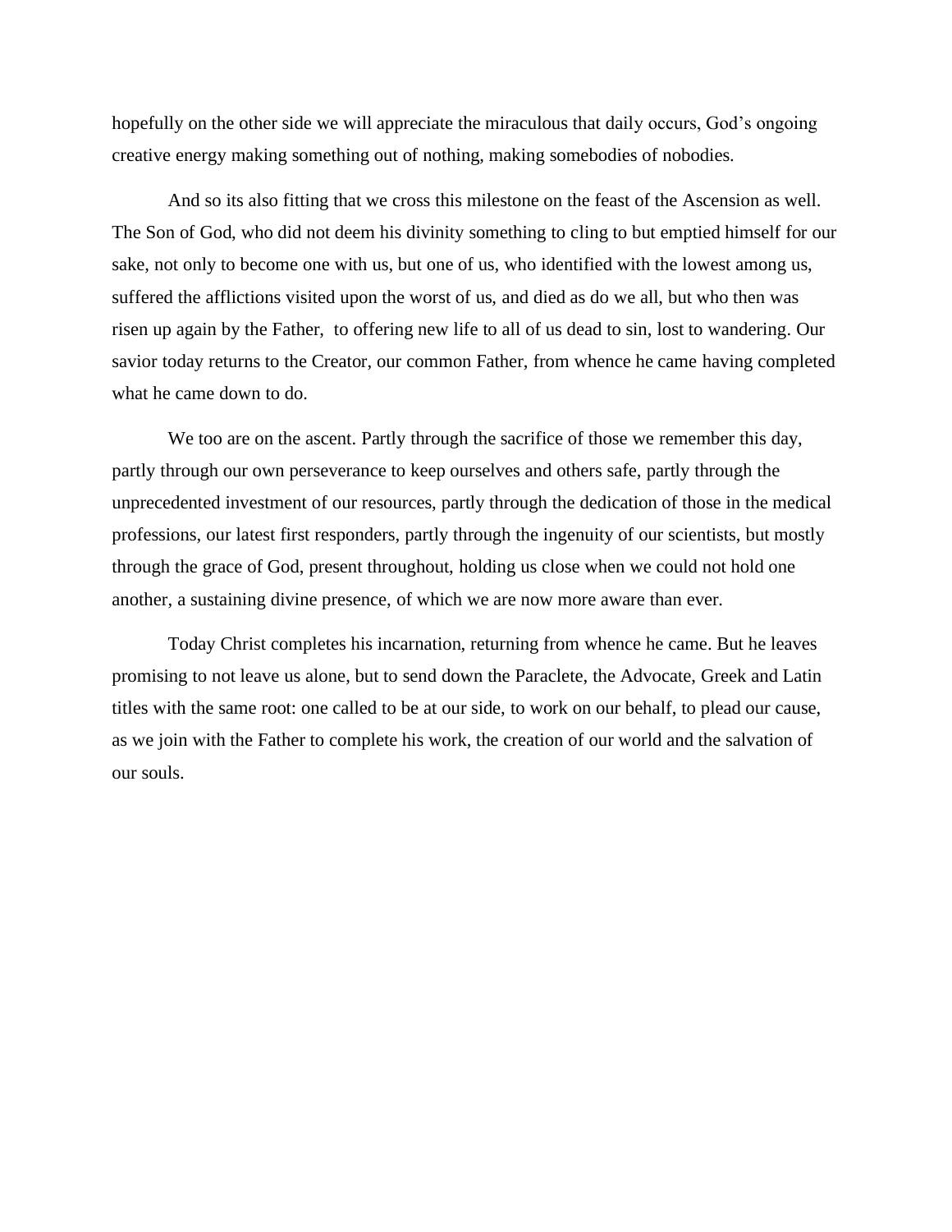hopefully on the other side we will appreciate the miraculous that daily occurs, God's ongoing creative energy making something out of nothing, making somebodies of nobodies.

And so its also fitting that we cross this milestone on the feast of the Ascension as well. The Son of God, who did not deem his divinity something to cling to but emptied himself for our sake, not only to become one with us, but one of us, who identified with the lowest among us, suffered the afflictions visited upon the worst of us, and died as do we all, but who then was risen up again by the Father, to offering new life to all of us dead to sin, lost to wandering. Our savior today returns to the Creator, our common Father, from whence he came having completed what he came down to do.

We too are on the ascent. Partly through the sacrifice of those we remember this day, partly through our own perseverance to keep ourselves and others safe, partly through the unprecedented investment of our resources, partly through the dedication of those in the medical professions, our latest first responders, partly through the ingenuity of our scientists, but mostly through the grace of God, present throughout, holding us close when we could not hold one another, a sustaining divine presence, of which we are now more aware than ever.

Today Christ completes his incarnation, returning from whence he came. But he leaves promising to not leave us alone, but to send down the Paraclete, the Advocate, Greek and Latin titles with the same root: one called to be at our side, to work on our behalf, to plead our cause, as we join with the Father to complete his work, the creation of our world and the salvation of our souls.